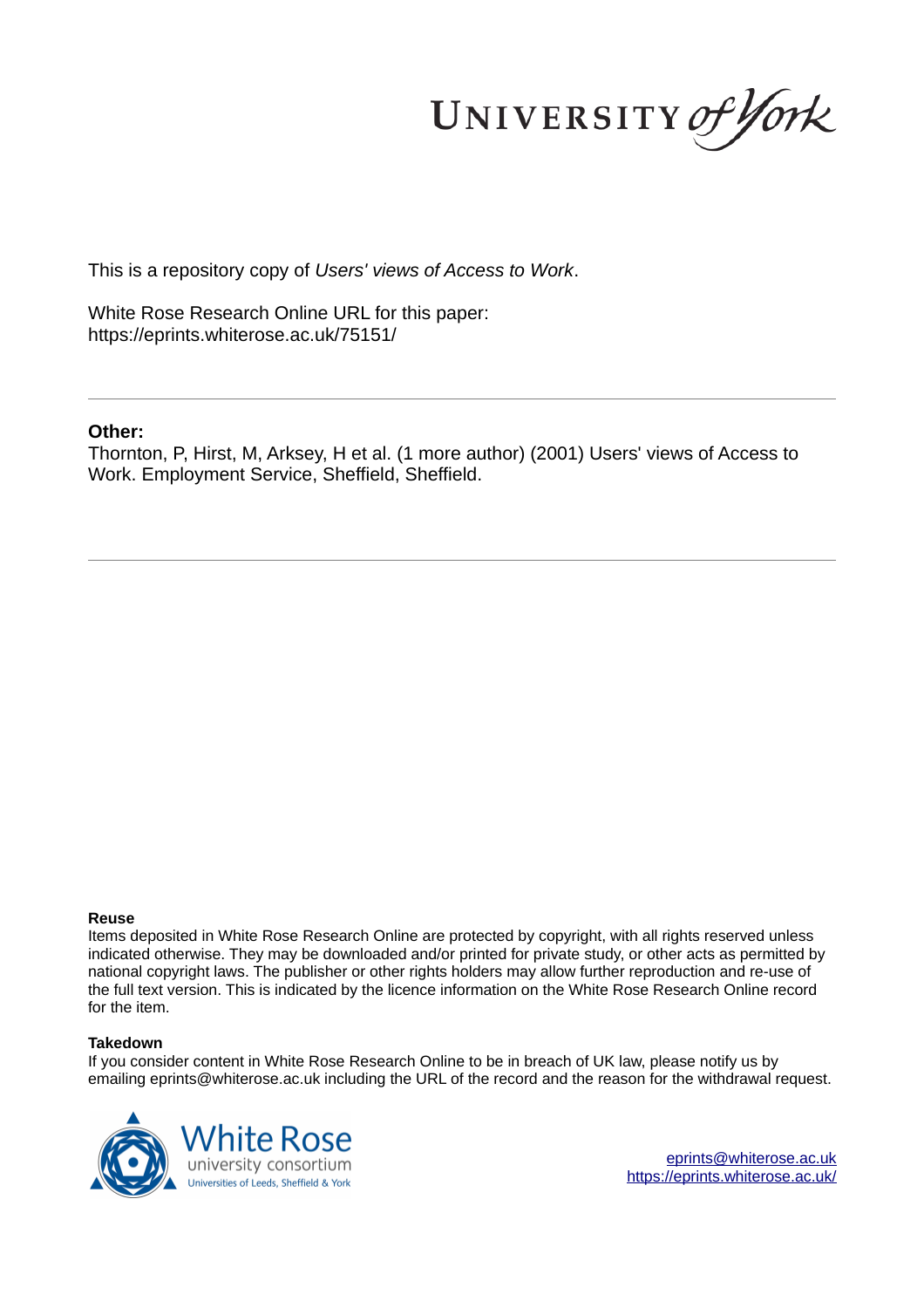UNIVERSITY of York

This is a repository copy of *Users' views of Access to Work*.

White Rose Research Online URL for this paper:
https://eprints.whiterose.ac.uk/75151/

---

**Other:**

Thornton, P, Hirst, M, Arksey, H et al. (1 more author) (2001) Users' views of Access to Work. Employment Service, Sheffield, Sheffield.

---

**Reuse**

Items deposited in White Rose Research Online are protected by copyright, with all rights reserved unless indicated otherwise. They may be downloaded and/or printed for private study, or other acts as permitted by national copyright laws. The publisher or other rights holders may allow further reproduction and re-use of the full text version. This is indicated by the licence information on the White Rose Research Online record for the item.

**Takedown**

If you consider content in White Rose Research Online to be in breach of UK law, please notify us by emailing eprints@whiterose.ac.uk including the URL of the record and the reason for the withdrawal request.

White Rose university consortium
Universities of Leeds, Sheffield & York

eprints@whiterose.ac.uk
https://eprints.whiterose.ac.uk/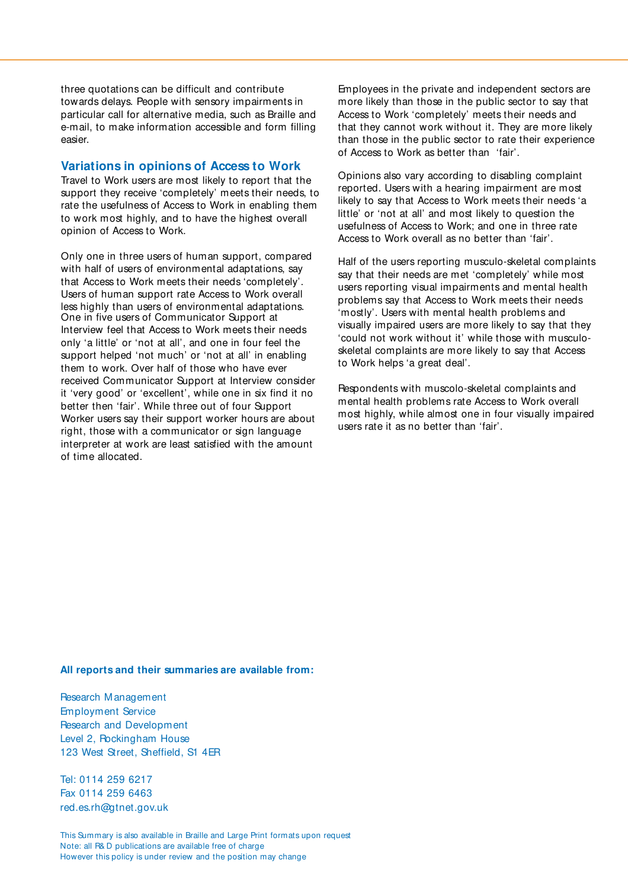three quotations can be difficult and contribute towards delays. People with sensory impairments in particular call for alternative media, such as Braille and e-mail, to make information accessible and form filling easier.

## Variations in opinions of Access to Work

Travel to Work users are most likely to report that the support they receive 'completely' meets their needs, to rate the usefulness of Access to Work in enabling them to work most highly, and to have the highest overall opinion of Access to Work.

Only one in three users of human support, compared with half of users of environmental adaptations, say that Access to Work meets their needs 'completely'. Users of human support rate Access to Work overall less highly than users of environmental adaptations. One in five users of Communicator Support at Interview feel that Access to Work meets their needs only 'a little' or 'not at all', and one in four feel the support helped 'not much' or 'not at all' in enabling them to work. Over half of those who have ever received Communicator Support at Interview consider it 'very good' or 'excellent', while one in six find it no better then 'fair'. While three out of four Support Worker users say their support worker hours are about right, those with a communicator or sign language interpreter at work are least satisfied with the amount of time allocated.

Employees in the private and independent sectors are more likely than those in the public sector to say that Access to Work 'completely' meets their needs and that they cannot work without it. They are more likely than those in the public sector to rate their experience of Access to Work as better than 'fair'.

Opinions also vary according to disabling complaint reported. Users with a hearing impairment are most likely to say that Access to Work meets their needs 'a little' or 'not at all' and most likely to question the usefulness of Access to Work; and one in three rate Access to Work overall as no better than 'fair'.

Half of the users reporting musculo-skeletal complaints say that their needs are met 'completely' while most users reporting visual impairments and mental health problems say that Access to Work meets their needs 'mostly'. Users with mental health problems and visually impaired users are more likely to say that they 'could not work without it' while those with musculo-skeletal complaints are more likely to say that Access to Work helps 'a great deal'.

Respondents with muscolo-skeletal complaints and mental health problems rate Access to Work overall most highly, while almost one in four visually impaired users rate it as no better than 'fair'.

**All reports and their summaries are available from:**

Research Management
Employment Service
Research and Development
Level 2, Rockingham House
123 West Street, Sheffield, S1 4ER

Tel: 0114 259 6217
Fax 0114 259 6463
red.es.rh@gtnet.gov.uk

This Summary is also available in Braille and Large Print formats upon request
Note: all R& D publications are available free of charge
However this policy is under review and the position may change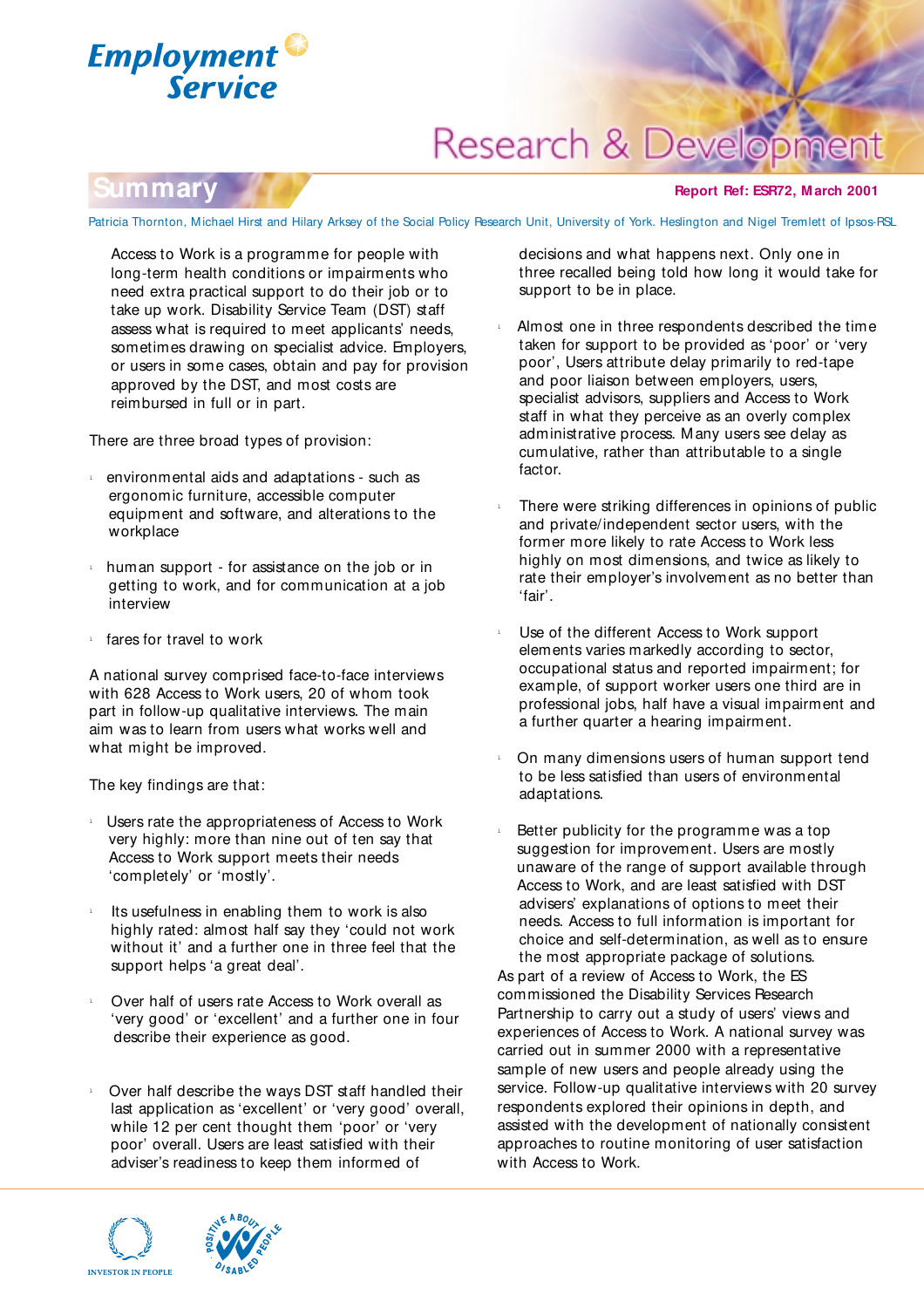# Employment Service

## Research & Development

## Summary

**Report Ref: ESR72, March 2001**

Patricia Thornton, Michael Hirst and Hilary Arksey of the Social Policy Research Unit, University of York. Heslington and Nigel Tremlett of Ipsos-RSL

Access to Work is a programme for people with long-term health conditions or impairments who need extra practical support to do their job or to take up work. Disability Service Team (DST) staff assess what is required to meet applicants' needs, sometimes drawing on specialist advice. Employers, or users in some cases, obtain and pay for provision approved by the DST, and most costs are reimbursed in full or in part.

There are three broad types of provision:

- environmental aids and adaptations - such as ergonomic furniture, accessible computer equipment and software, and alterations to the workplace
- human support - for assistance on the job or in getting to work, and for communication at a job interview
- fares for travel to work

A national survey comprised face-to-face interviews with 628 Access to Work users, 20 of whom took part in follow-up qualitative interviews. The main aim was to learn from users what works well and what might be improved.

The key findings are that:

- Users rate the appropriateness of Access to Work very highly: more than nine out of ten say that Access to Work support meets their needs 'completely' or 'mostly'.
- Its usefulness in enabling them to work is also highly rated: almost half say they 'could not work without it' and a further one in three feel that the support helps 'a great deal'.
- Over half of users rate Access to Work overall as 'very good' or 'excellent' and a further one in four describe their experience as good.
- Over half describe the ways DST staff handled their last application as 'excellent' or 'very good' overall, while 12 per cent thought them 'poor' or 'very poor' overall. Users are least satisfied with their adviser's readiness to keep them informed of decisions and what happens next. Only one in three recalled being told how long it would take for support to be in place.
- Almost one in three respondents described the time taken for support to be provided as 'poor' or 'very poor', Users attribute delay primarily to red-tape and poor liaison between employers, users, specialist advisors, suppliers and Access to Work staff in what they perceive as an overly complex administrative process. Many users see delay as cumulative, rather than attributable to a single factor.
- There were striking differences in opinions of public and private/independent sector users, with the former more likely to rate Access to Work less highly on most dimensions, and twice as likely to rate their employer's involvement as no better than 'fair'.
- Use of the different Access to Work support elements varies markedly according to sector, occupational status and reported impairment; for example, of support worker users one third are in professional jobs, half have a visual impairment and a further quarter a hearing impairment.
- On many dimensions users of human support tend to be less satisfied than users of environmental adaptations.
- Better publicity for the programme was a top suggestion for improvement. Users are mostly unaware of the range of support available through Access to Work, and are least satisfied with DST advisers' explanations of options to meet their needs. Access to full information is important for choice and self-determination, as well as to ensure the most appropriate package of solutions.

As part of a review of Access to Work, the ES commissioned the Disability Services Research Partnership to carry out a study of users' views and experiences of Access to Work. A national survey was carried out in summer 2000 with a representative sample of new users and people already using the service. Follow-up qualitative interviews with 20 survey respondents explored their opinions in depth, and assisted with the development of nationally consistent approaches to routine monitoring of user satisfaction with Access to Work.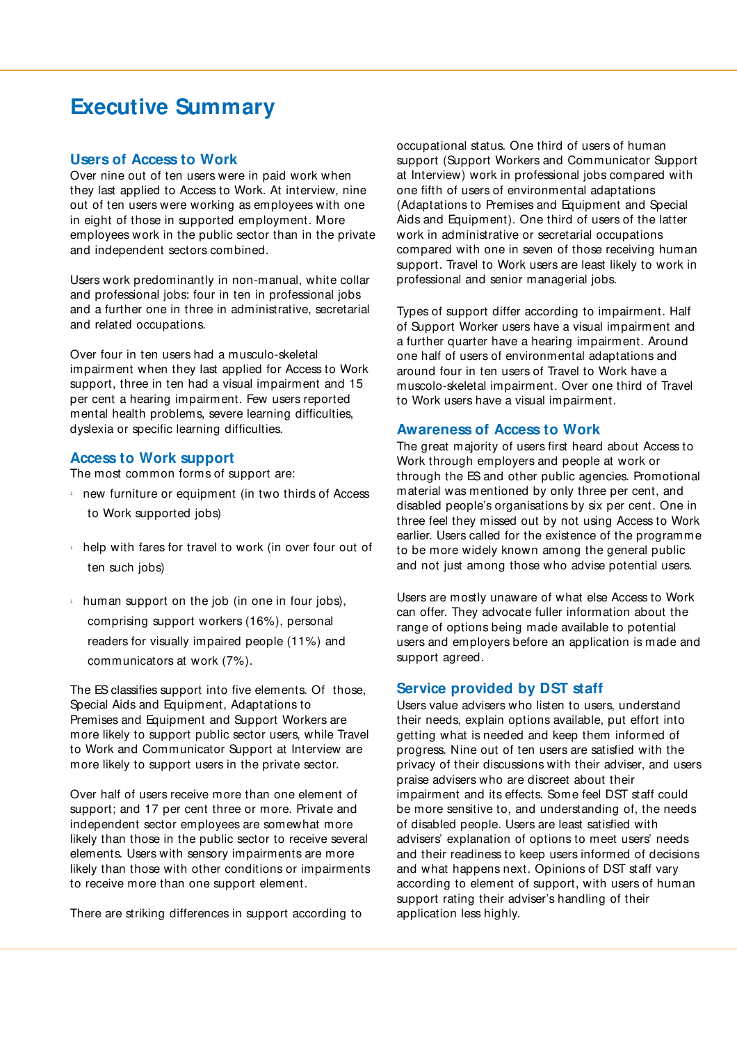# Executive Summary

## Users of Access to Work

Over nine out of ten users were in paid work when they last applied to Access to Work. At interview, nine out of ten users were working as employees with one in eight of those in supported employment. More employees work in the public sector than in the private and independent sectors combined.

Users work predominantly in non-manual, white collar and professional jobs: four in ten in professional jobs and a further one in three in administrative, secretarial and related occupations.

Over four in ten users had a musculo-skeletal impairment when they last applied for Access to Work support, three in ten had a visual impairment and 15 per cent a hearing impairment. Few users reported mental health problems, severe learning difficulties, dyslexia or specific learning difficulties.

## Access to Work support

The most common forms of support are:

- new furniture or equipment (in two thirds of Access to Work supported jobs)
- help with fares for travel to work (in over four out of ten such jobs)
- human support on the job (in one in four jobs), comprising support workers (16%), personal readers for visually impaired people (11%) and communicators at work (7%).

The ES classifies support into five elements. Of those, Special Aids and Equipment, Adaptations to Premises and Equipment and Support Workers are more likely to support public sector users, while Travel to Work and Communicator Support at Interview are more likely to support users in the private sector.

Over half of users receive more than one element of support; and 17 per cent three or more. Private and independent sector employees are somewhat more likely than those in the public sector to receive several elements. Users with sensory impairments are more likely than those with other conditions or impairments to receive more than one support element.

There are striking differences in support according to occupational status. One third of users of human support (Support Workers and Communicator Support at Interview) work in professional jobs compared with one fifth of users of environmental adaptations (Adaptations to Premises and Equipment and Special Aids and Equipment). One third of users of the latter work in administrative or secretarial occupations compared with one in seven of those receiving human support. Travel to Work users are least likely to work in professional and senior managerial jobs.

Types of support differ according to impairment. Half of Support Worker users have a visual impairment and a further quarter have a hearing impairment. Around one half of users of environmental adaptations and around four in ten users of Travel to Work have a muscolo-skeletal impairment. Over one third of Travel to Work users have a visual impairment.

## Awareness of Access to Work

The great majority of users first heard about Access to Work through employers and people at work or through the ES and other public agencies. Promotional material was mentioned by only three per cent, and disabled people's organisations by six per cent. One in three feel they missed out by not using Access to Work earlier. Users called for the existence of the programme to be more widely known among the general public and not just among those who advise potential users.

Users are mostly unaware of what else Access to Work can offer. They advocate fuller information about the range of options being made available to potential users and employers before an application is made and support agreed.

## Service provided by DST staff

Users value advisers who listen to users, understand their needs, explain options available, put effort into getting what is needed and keep them informed of progress. Nine out of ten users are satisfied with the privacy of their discussions with their adviser, and users praise advisers who are discreet about their impairment and its effects. Some feel DST staff could be more sensitive to, and understanding of, the needs of disabled people. Users are least satisfied with advisers' explanation of options to meet users' needs and their readiness to keep users informed of decisions and what happens next. Opinions of DST staff vary according to element of support, with users of human support rating their adviser's handling of their application less highly.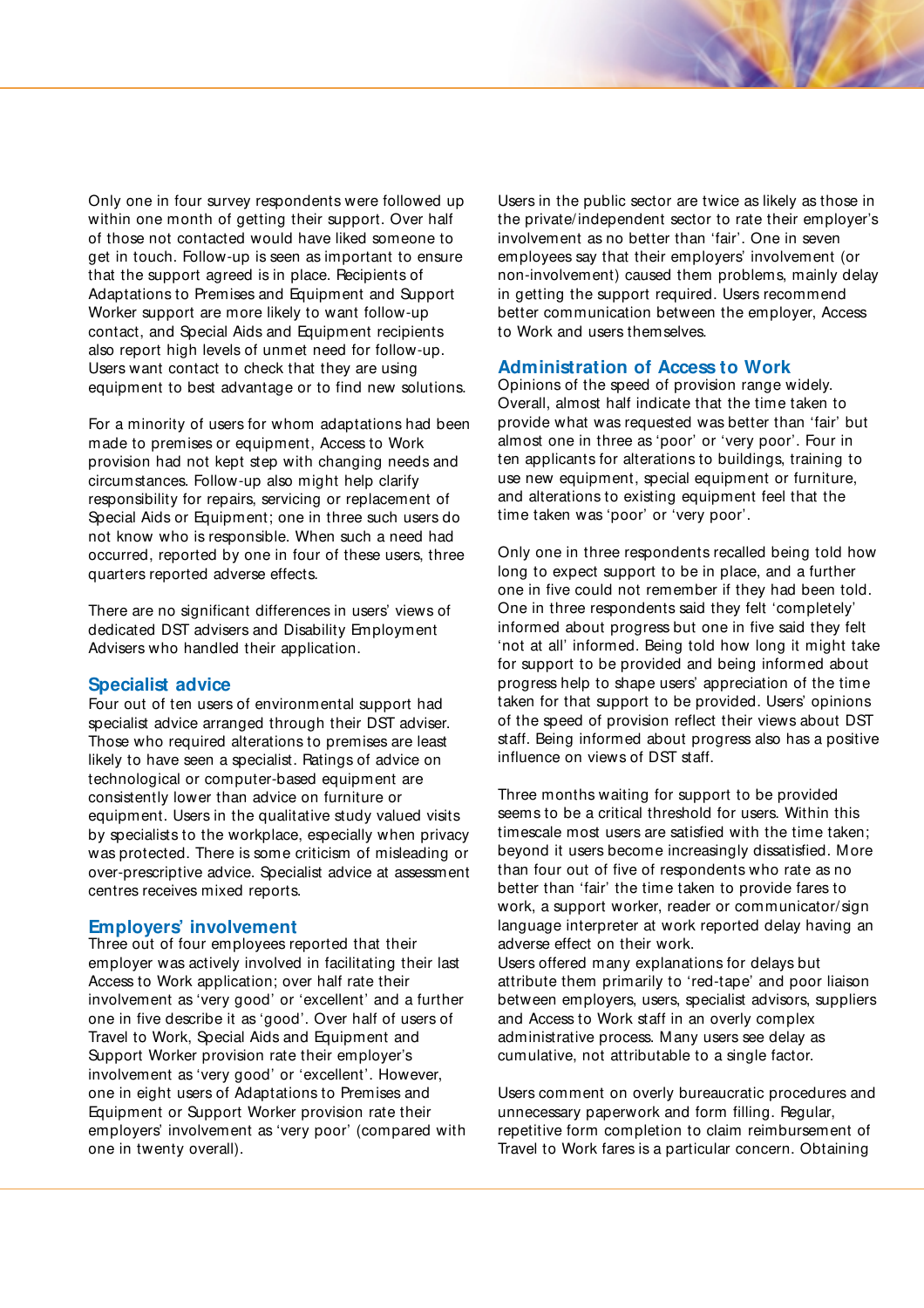Only one in four survey respondents were followed up within one month of getting their support. Over half of those not contacted would have liked someone to get in touch. Follow-up is seen as important to ensure that the support agreed is in place. Recipients of Adaptations to Premises and Equipment and Support Worker support are more likely to want follow-up contact, and Special Aids and Equipment recipients also report high levels of unmet need for follow-up. Users want contact to check that they are using equipment to best advantage or to find new solutions.

For a minority of users for whom adaptations had been made to premises or equipment, Access to Work provision had not kept step with changing needs and circumstances. Follow-up also might help clarify responsibility for repairs, servicing or replacement of Special Aids or Equipment; one in three such users do not know who is responsible. When such a need had occurred, reported by one in four of these users, three quarters reported adverse effects.

There are no significant differences in users' views of dedicated DST advisers and Disability Employment Advisers who handled their application.

## Specialist advice

Four out of ten users of environmental support had specialist advice arranged through their DST adviser. Those who required alterations to premises are least likely to have seen a specialist. Ratings of advice on technological or computer-based equipment are consistently lower than advice on furniture or equipment. Users in the qualitative study valued visits by specialists to the workplace, especially when privacy was protected. There is some criticism of misleading or over-prescriptive advice. Specialist advice at assessment centres receives mixed reports.

## Employers' involvement

Three out of four employees reported that their employer was actively involved in facilitating their last Access to Work application; over half rate their involvement as 'very good' or 'excellent' and a further one in five describe it as 'good'. Over half of users of Travel to Work, Special Aids and Equipment and Support Worker provision rate their employer's involvement as 'very good' or 'excellent'. However, one in eight users of Adaptations to Premises and Equipment or Support Worker provision rate their employers' involvement as 'very poor' (compared with one in twenty overall).

Users in the public sector are twice as likely as those in the private/independent sector to rate their employer's involvement as no better than 'fair'. One in seven employees say that their employers' involvement (or non-involvement) caused them problems, mainly delay in getting the support required. Users recommend better communication between the employer, Access to Work and users themselves.

## Administration of Access to Work

Opinions of the speed of provision range widely. Overall, almost half indicate that the time taken to provide what was requested was better than 'fair' but almost one in three as 'poor' or 'very poor'. Four in ten applicants for alterations to buildings, training to use new equipment, special equipment or furniture, and alterations to existing equipment feel that the time taken was 'poor' or 'very poor'.

Only one in three respondents recalled being told how long to expect support to be in place, and a further one in five could not remember if they had been told. One in three respondents said they felt 'completely' informed about progress but one in five said they felt 'not at all' informed. Being told how long it might take for support to be provided and being informed about progress help to shape users' appreciation of the time taken for that support to be provided. Users' opinions of the speed of provision reflect their views about DST staff. Being informed about progress also has a positive influence on views of DST staff.

Three months waiting for support to be provided seems to be a critical threshold for users. Within this timescale most users are satisfied with the time taken; beyond it users become increasingly dissatisfied. More than four out of five of respondents who rate as no better than 'fair' the time taken to provide fares to work, a support worker, reader or communicator/sign language interpreter at work reported delay having an adverse effect on their work.

Users offered many explanations for delays but attribute them primarily to 'red-tape' and poor liaison between employers, users, specialist advisors, suppliers and Access to Work staff in an overly complex administrative process. Many users see delay as cumulative, not attributable to a single factor.

Users comment on overly bureaucratic procedures and unnecessary paperwork and form filling. Regular, repetitive form completion to claim reimbursement of Travel to Work fares is a particular concern. Obtaining